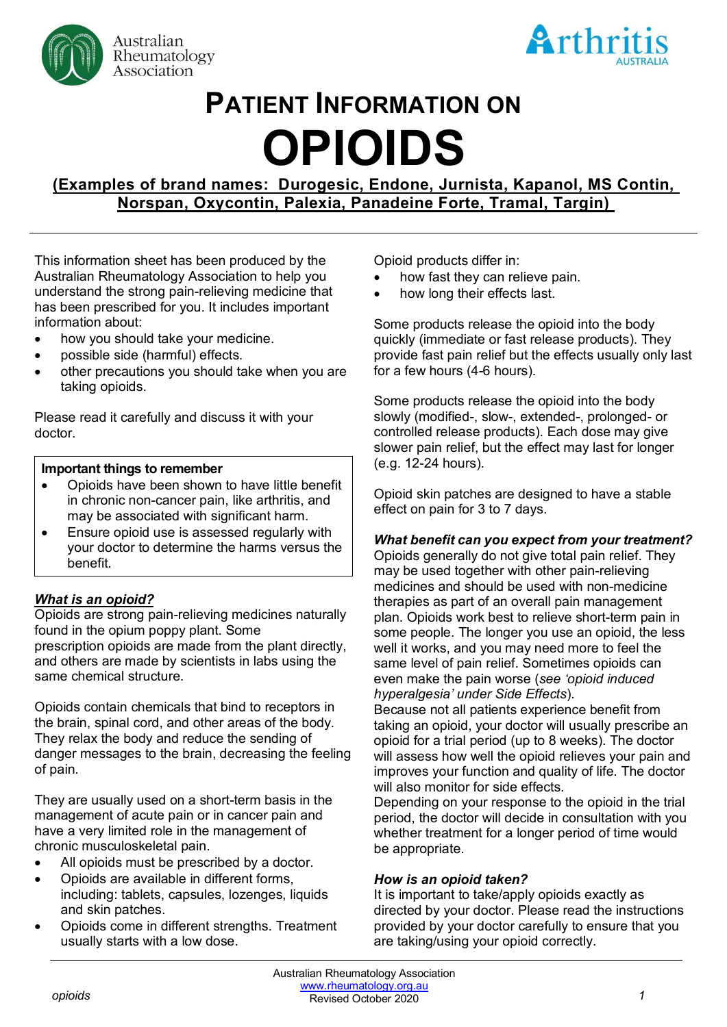# PATIENT INFORMATION ON OPIOIDS

**(Examples of brand names: Durogesic, Endone, Jurnista, Kapanol, MS Contin, Norspan, Oxycontin, Palexia, Panadeine Forte, Tramal, Targin)**

This information sheet has been produced by the Australian Rheumatology Association to help you understand the strong pain-relieving medicine that has been prescribed for you. It includes important information about:

- how you should take your medicine.
- possible side (harmful) effects.
- other precautions you should take when you are taking opioids.

Please read it carefully and discuss it with your doctor.

> **Important things to remember**
> - Opioids have been shown to have little benefit in chronic non-cancer pain, like arthritis, and may be associated with significant harm.
> - Ensure opioid use is assessed regularly with your doctor to determine the harms versus the benefit.

## *What is an opioid?*

Opioids are strong pain-relieving medicines naturally found in the opium poppy plant. Some prescription opioids are made from the plant directly, and others are made by scientists in labs using the same chemical structure.

Opioids contain chemicals that bind to receptors in the brain, spinal cord, and other areas of the body. They relax the body and reduce the sending of danger messages to the brain, decreasing the feeling of pain.

They are usually used on a short-term basis in the management of acute pain or in cancer pain and have a very limited role in the management of chronic musculoskeletal pain.

- All opioids must be prescribed by a doctor.
- Opioids are available in different forms, including: tablets, capsules, lozenges, liquids and skin patches.
- Opioids come in different strengths. Treatment usually starts with a low dose.

Opioid products differ in:

- how fast they can relieve pain.
- how long their effects last.

Some products release the opioid into the body quickly (immediate or fast release products). They provide fast pain relief but the effects usually only last for a few hours (4-6 hours).

Some products release the opioid into the body slowly (modified-, slow-, extended-, prolonged- or controlled release products). Each dose may give slower pain relief, but the effect may last for longer (e.g. 12-24 hours).

Opioid skin patches are designed to have a stable effect on pain for 3 to 7 days.

### *What benefit can you expect from your treatment?*

Opioids generally do not give total pain relief. They may be used together with other pain-relieving medicines and should be used with non-medicine therapies as part of an overall pain management plan. Opioids work best to relieve short-term pain in some people. The longer you use an opioid, the less well it works, and you may need more to feel the same level of pain relief. Sometimes opioids can even make the pain worse (*see 'opioid induced hyperalgesia' under Side Effects*).

Because not all patients experience benefit from taking an opioid, your doctor will usually prescribe an opioid for a trial period (up to 8 weeks). The doctor will assess how well the opioid relieves your pain and improves your function and quality of life. The doctor will also monitor for side effects.

Depending on your response to the opioid in the trial period, the doctor will decide in consultation with you whether treatment for a longer period of time would be appropriate.

### *How is an opioid taken?*

It is important to take/apply opioids exactly as directed by your doctor. Please read the instructions provided by your doctor carefully to ensure that you are taking/using your opioid correctly.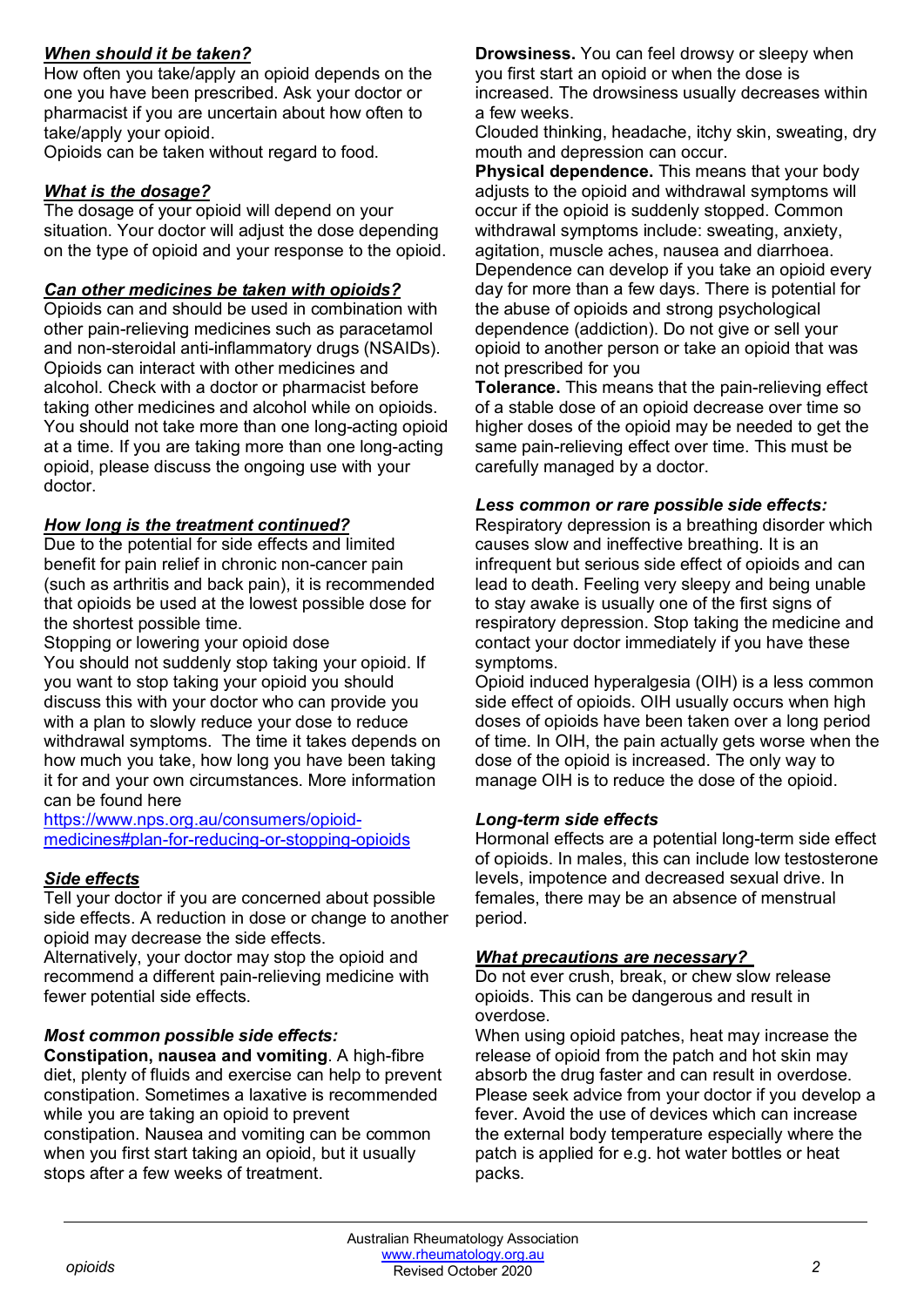## *When should it be taken?*

How often you take/apply an opioid depends on the one you have been prescribed. Ask your doctor or pharmacist if you are uncertain about how often to take/apply your opioid.
Opioids can be taken without regard to food.

## *What is the dosage?*

The dosage of your opioid will depend on your situation. Your doctor will adjust the dose depending on the type of opioid and your response to the opioid.

## *Can other medicines be taken with opioids?*

Opioids can and should be used in combination with other pain-relieving medicines such as paracetamol and non-steroidal anti-inflammatory drugs (NSAIDs). Opioids can interact with other medicines and alcohol. Check with a doctor or pharmacist before taking other medicines and alcohol while on opioids. You should not take more than one long-acting opioid at a time. If you are taking more than one long-acting opioid, please discuss the ongoing use with your doctor.

## *How long is the treatment continued?*

Due to the potential for side effects and limited benefit for pain relief in chronic non-cancer pain (such as arthritis and back pain), it is recommended that opioids be used at the lowest possible dose for the shortest possible time.
Stopping or lowering your opioid dose
You should not suddenly stop taking your opioid. If you want to stop taking your opioid you should discuss this with your doctor who can provide you with a plan to slowly reduce your dose to reduce withdrawal symptoms. The time it takes depends on how much you take, how long you have been taking it for and your own circumstances. More information can be found here
[https://www.nps.org.au/consumers/opioid-medicines#plan-for-reducing-or-stopping-opioids](https://www.nps.org.au/consumers/opioid-medicines#plan-for-reducing-or-stopping-opioids)

## *Side effects*

Tell your doctor if you are concerned about possible side effects. A reduction in dose or change to another opioid may decrease the side effects.
Alternatively, your doctor may stop the opioid and recommend a different pain-relieving medicine with fewer potential side effects.

### *Most common possible side effects:*

**Constipation, nausea and vomiting**. A high-fibre diet, plenty of fluids and exercise can help to prevent constipation. Sometimes a laxative is recommended while you are taking an opioid to prevent constipation. Nausea and vomiting can be common when you first start taking an opioid, but it usually stops after a few weeks of treatment.

**Drowsiness.** You can feel drowsy or sleepy when you first start an opioid or when the dose is increased. The drowsiness usually decreases within a few weeks.
Clouded thinking, headache, itchy skin, sweating, dry mouth and depression can occur.

**Physical dependence.** This means that your body adjusts to the opioid and withdrawal symptoms will occur if the opioid is suddenly stopped. Common withdrawal symptoms include: sweating, anxiety, agitation, muscle aches, nausea and diarrhoea. Dependence can develop if you take an opioid every day for more than a few days. There is potential for the abuse of opioids and strong psychological dependence (addiction). Do not give or sell your opioid to another person or take an opioid that was not prescribed for you

**Tolerance.** This means that the pain-relieving effect of a stable dose of an opioid decrease over time so higher doses of the opioid may be needed to get the same pain-relieving effect over time. This must be carefully managed by a doctor.

### *Less common or rare possible side effects:*

Respiratory depression is a breathing disorder which causes slow and ineffective breathing. It is an infrequent but serious side effect of opioids and can lead to death. Feeling very sleepy and being unable to stay awake is usually one of the first signs of respiratory depression. Stop taking the medicine and contact your doctor immediately if you have these symptoms.
Opioid induced hyperalgesia (OIH) is a less common side effect of opioids. OIH usually occurs when high doses of opioids have been taken over a long period of time. In OIH, the pain actually gets worse when the dose of the opioid is increased. The only way to manage OIH is to reduce the dose of the opioid.

### *Long-term side effects*

Hormonal effects are a potential long-term side effect of opioids. In males, this can include low testosterone levels, impotence and decreased sexual drive. In females, there may be an absence of menstrual period.

## *What precautions are necessary?*

Do not ever crush, break, or chew slow release opioids. This can be dangerous and result in overdose.
When using opioid patches, heat may increase the release of opioid from the patch and hot skin may absorb the drug faster and can result in overdose. Please seek advice from your doctor if you develop a fever. Avoid the use of devices which can increase the external body temperature especially where the patch is applied for e.g. hot water bottles or heat packs.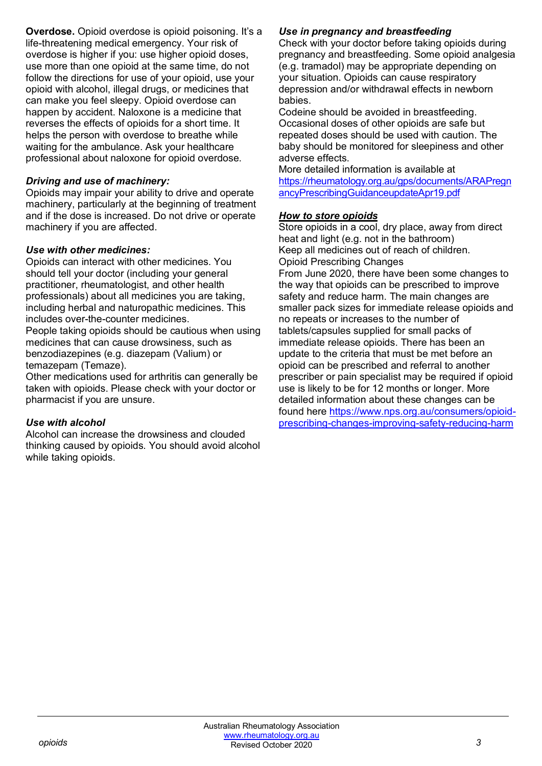**Overdose.** Opioid overdose is opioid poisoning. It's a life-threatening medical emergency. Your risk of overdose is higher if you: use higher opioid doses, use more than one opioid at the same time, do not follow the directions for use of your opioid, use your opioid with alcohol, illegal drugs, or medicines that can make you feel sleepy. Opioid overdose can happen by accident. Naloxone is a medicine that reverses the effects of opioids for a short time. It helps the person with overdose to breathe while waiting for the ambulance. Ask your healthcare professional about naloxone for opioid overdose.

### *Driving and use of machinery:*

Opioids may impair your ability to drive and operate machinery, particularly at the beginning of treatment and if the dose is increased. Do not drive or operate machinery if you are affected.

### *Use with other medicines:*

Opioids can interact with other medicines. You should tell your doctor (including your general practitioner, rheumatologist, and other health professionals) about all medicines you are taking, including herbal and naturopathic medicines. This includes over-the-counter medicines.

People taking opioids should be cautious when using medicines that can cause drowsiness, such as benzodiazepines (e.g. diazepam (Valium) or temazepam (Temaze).

Other medications used for arthritis can generally be taken with opioids. Please check with your doctor or pharmacist if you are unsure.

### *Use with alcohol*

Alcohol can increase the drowsiness and clouded thinking caused by opioids. You should avoid alcohol while taking opioids.

### *Use in pregnancy and breastfeeding*

Check with your doctor before taking opioids during pregnancy and breastfeeding. Some opioid analgesia (e.g. tramadol) may be appropriate depending on your situation. Opioids can cause respiratory depression and/or withdrawal effects in newborn babies.

Codeine should be avoided in breastfeeding. Occasional doses of other opioids are safe but repeated doses should be used with caution. The baby should be monitored for sleepiness and other adverse effects.

More detailed information is available at [https://rheumatology.org.au/gps/documents/ARAPregnancyPrescribingGuidanceupdateApr19.pdf](https://rheumatology.org.au/gps/documents/ARAPregnancyPrescribingGuidanceupdateApr19.pdf)

### ***How to store opioids***

Store opioids in a cool, dry place, away from direct heat and light (e.g. not in the bathroom)

Keep all medicines out of reach of children.

Opioid Prescribing Changes

From June 2020, there have been some changes to the way that opioids can be prescribed to improve safety and reduce harm. The main changes are smaller pack sizes for immediate release opioids and no repeats or increases to the number of tablets/capsules supplied for small packs of immediate release opioids. There has been an update to the criteria that must be met before an opioid can be prescribed and referral to another prescriber or pain specialist may be required if opioid use is likely to be for 12 months or longer. More detailed information about these changes can be found here [https://www.nps.org.au/consumers/opioid-prescribing-changes-improving-safety-reducing-harm](https://www.nps.org.au/consumers/opioid-prescribing-changes-improving-safety-reducing-harm)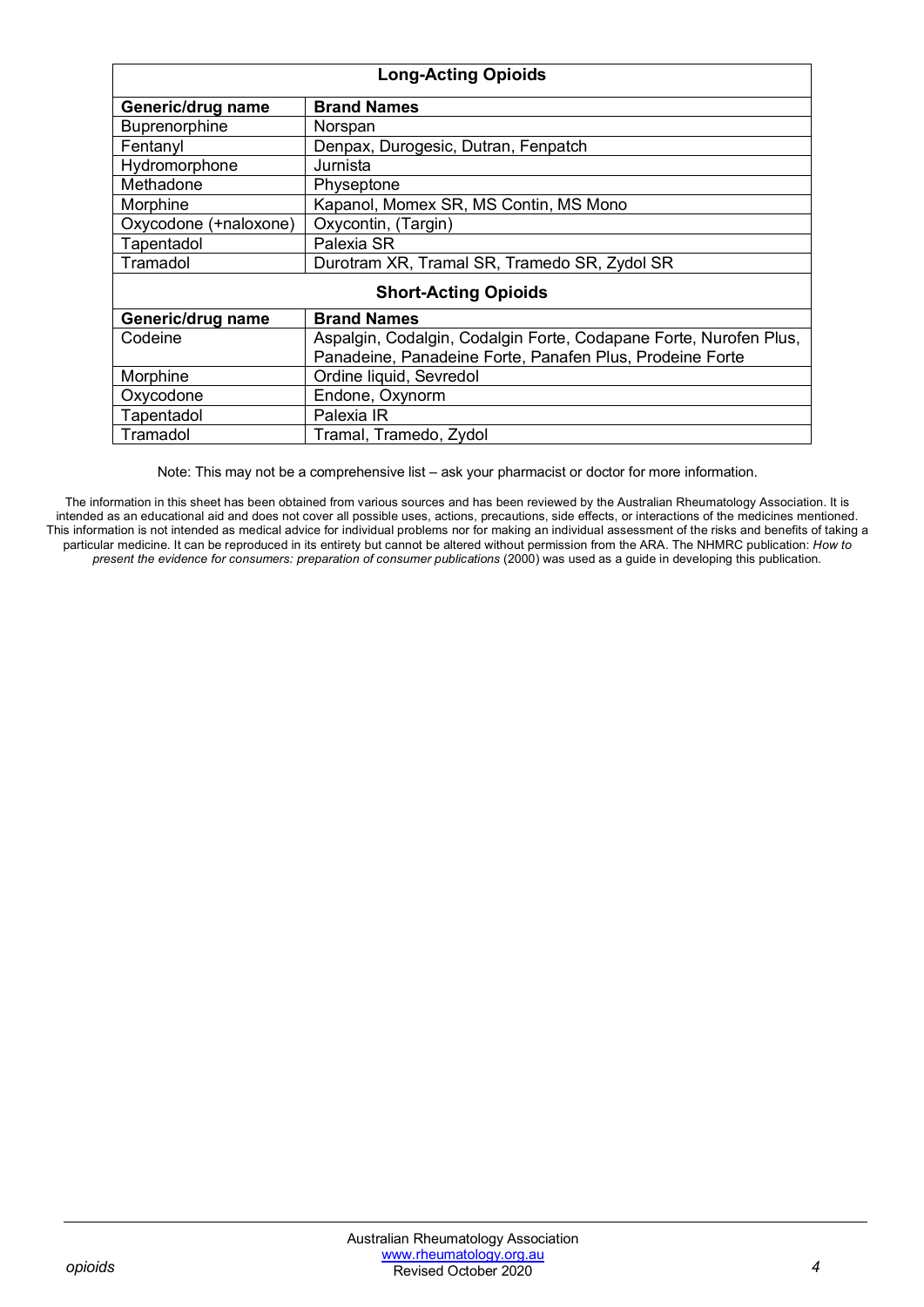| Long-Acting Opioids | |
|---|---|
| **Generic/drug name** | **Brand Names** |
| Buprenorphine | Norspan |
| Fentanyl | Denpax, Durogesic, Dutran, Fenpatch |
| Hydromorphone | Jurnista |
| Methadone | Physeptone |
| Morphine | Kapanol, Momex SR, MS Contin, MS Mono |
| Oxycodone (+naloxone) | Oxycontin, (Targin) |
| Tapentadol | Palexia SR |
| Tramadol | Durotram XR, Tramal SR, Tramedo SR, Zydol SR |
| **Short-Acting Opioids** | |
| **Generic/drug name** | **Brand Names** |
| Codeine | Aspalgin, Codalgin, Codalgin Forte, Codapane Forte, Nurofen Plus, Panadeine, Panadeine Forte, Panafen Plus, Prodeine Forte |
| Morphine | Ordine liquid, Sevredol |
| Oxycodone | Endone, Oxynorm |
| Tapentadol | Palexia IR |
| Tramadol | Tramal, Tramedo, Zydol |

Note: This may not be a comprehensive list – ask your pharmacist or doctor for more information.

The information in this sheet has been obtained from various sources and has been reviewed by the Australian Rheumatology Association. It is intended as an educational aid and does not cover all possible uses, actions, precautions, side effects, or interactions of the medicines mentioned. This information is not intended as medical advice for individual problems nor for making an individual assessment of the risks and benefits of taking a particular medicine. It can be reproduced in its entirety but cannot be altered without permission from the ARA. The NHMRC publication: *How to present the evidence for consumers: preparation of consumer publications* (2000) was used as a guide in developing this publication.

Australian Rheumatology Association
www.rheumatology.org.au
Revised October 2020